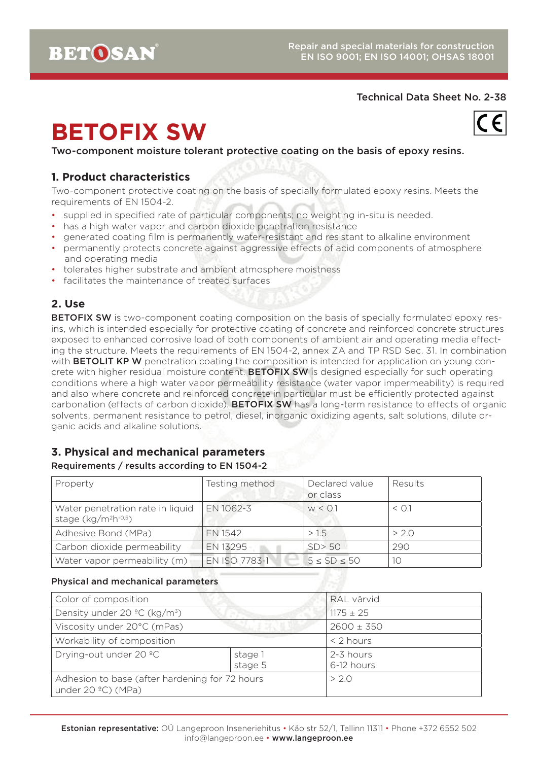Technical Data Sheet No. 2-38

# BETOFIX SW

Two-component moisture tolerant protective coating on the basis of epoxy resins.

## 1. Product characteristics

Two-component protective coating on the basis of specially formulated epoxy resins. Meets the requirements of EN 1504-2.

- supplied in specified rate of particular components; no weighting in-situ is needed.
- has a high water vapor and carbon dioxide penetration resistance
- generated coating film is permanently water-resistant and resistant to alkaline environment
- permanently protects concrete against aggressive effects of acid components of atmosphere and operating media
- tolerates higher substrate and ambient atmosphere moistness
- facilitates the maintenance of treated surfaces

## 2. Use

**BETOFIX SW** is two-component coating composition on the basis of specially formulated epoxy resins, which is intended especially for protective coating of concrete and reinforced concrete structures exposed to enhanced corrosive load of both components of ambient air and operating media effecting the structure. Meets the requirements of EN 1504-2, annex ZA and TP RSD Sec. 31. In combination with **BETOLIT KP W** penetration coating the composition is intended for application on young concrete with higher residual moisture content. **BETOFIX SW** is designed especially for such operating conditions where a high water vapor permeability resistance (water vapor impermeability) is required and also where concrete and reinforced concrete in particular must be efficiently protected against carbonation (effects of carbon dioxide). **BETOFIX SW** has a long-term resistance to effects of organic solvents, permanent resistance to petrol, diesel, inorganic oxidizing agents, salt solutions, dilute organic acids and alkaline solutions.

## 3. Physical and mechanical parameters

**Requirements / results according to EN 1504-2**

| Property | Testing method | Declared value or class | Results |
|---|---|---|---|
| Water penetration rate in liquid stage ($kg/m^2h^{-0.5}$) | EN 1062-3 | w < 0.1 | < 0.1 |
| Adhesive Bond (MPa) | EN 1542 | > 1.5 | > 2.0 |
| Carbon dioxide permeability | EN 13295 | SD> 50 | 290 |
| Water vapor permeability (m) | EN ISO 7783-1 | 5 ≤ SD ≤ 50 | 10 |

**Physical and mechanical parameters**

| Property | | Value |
|---|---|---|
| Color of composition | | RAL värvid |
| Density under 20 ºC ($kg/m^3$) | | 1175 ± 25 |
| Viscosity under 20°C (mPas) | | 2600 ± 350 |
| Workability of composition | | < 2 hours |
| Drying-out under 20 ºC | stage 1<br>stage 5 | 2-3 hours<br>6-12 hours |
| Adhesion to base (after hardening for 72 hours under 20 ºC) (MPa) | | > 2.0 |

**Estonian representative:** OÜ Langeproon Inseneriehitus • Käo str 52/1, Tallinn 11311 • Phone +372 6552 502 info@langeproon.ee • **www.langeproon.ee**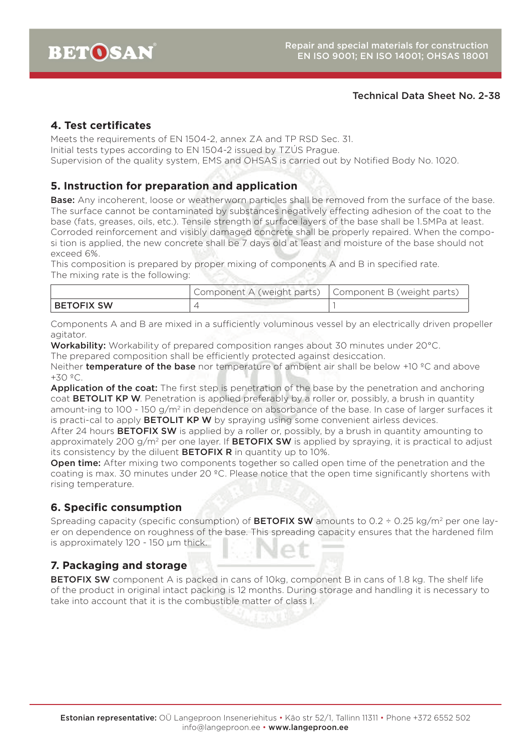Technical Data Sheet No. 2-38

## 4. Test certificates

Meets the requirements of EN 1504-2, annex ZA and TP RSD Sec. 31.
Initial tests types according to EN 1504-2 issued by TZÚS Prague.
Supervision of the quality system, EMS and OHSAS is carried out by Notified Body No. 1020.

## 5. Instruction for preparation and application

**Base:** Any incoherent, loose or weatherworn particles shall be removed from the surface of the base. The surface cannot be contaminated by substances negatively effecting adhesion of the coat to the base (fats, greases, oils, etc.). Tensile strength of surface layers of the base shall be 1.5MPa at least. Corroded reinforcement and visibly damaged concrete shall be properly repaired. When the composi tion is applied, the new concrete shall be 7 days old at least and moisture of the base should not exceed 6%.
This composition is prepared by proper mixing of components A and B in specified rate.
The mixing rate is the following:

| | Component A (weight parts) | Component B (weight parts) |
|---|---|---|
| **BETOFIX SW** | 4 | 1 |

Components A and B are mixed in a sufficiently voluminous vessel by an electrically driven propeller agitator.
**Workability:** Workability of prepared composition ranges about 30 minutes under 20°C.
The prepared composition shall be efficiently protected against desiccation.
Neither **temperature of the base** nor temperature of ambient air shall be below +10 ºC and above +30 ºC.
**Application of the coat:** The first step is penetration of the base by the penetration and anchoring coat **BETOLIT KP W**. Penetration is applied preferably by a roller or, possibly, a brush in quantity amount-ing to 100 - 150 g/m² in dependence on absorbance of the base. In case of larger surfaces it is practi-cal to apply **BETOLIT KP W** by spraying using some convenient airless devices.
After 24 hours **BETOFIX SW** is applied by a roller or, possibly, by a brush in quantity amounting to approximately 200 g/m² per one layer. If **BETOFIX SW** is applied by spraying, it is practical to adjust its consistency by the diluent **BETOFIX R** in quantity up to 10%.
**Open time:** After mixing two components together so called open time of the penetration and the coating is max. 30 minutes under 20 ºC. Please notice that the open time significantly shortens with rising temperature.

## 6. Specific consumption

Spreading capacity (specific consumption) of **BETOFIX SW** amounts to 0.2 ÷ 0.25 kg/m² per one layer on dependence on roughness of the base. This spreading capacity ensures that the hardened film is approximately 120 - 150 μm thick.

## 7. Packaging and storage

**BETOFIX SW** component A is packed in cans of 10kg, component B in cans of 1.8 kg. The shelf life of the product in original intact packing is 12 months. During storage and handling it is necessary to take into account that it is the combustible matter of class I.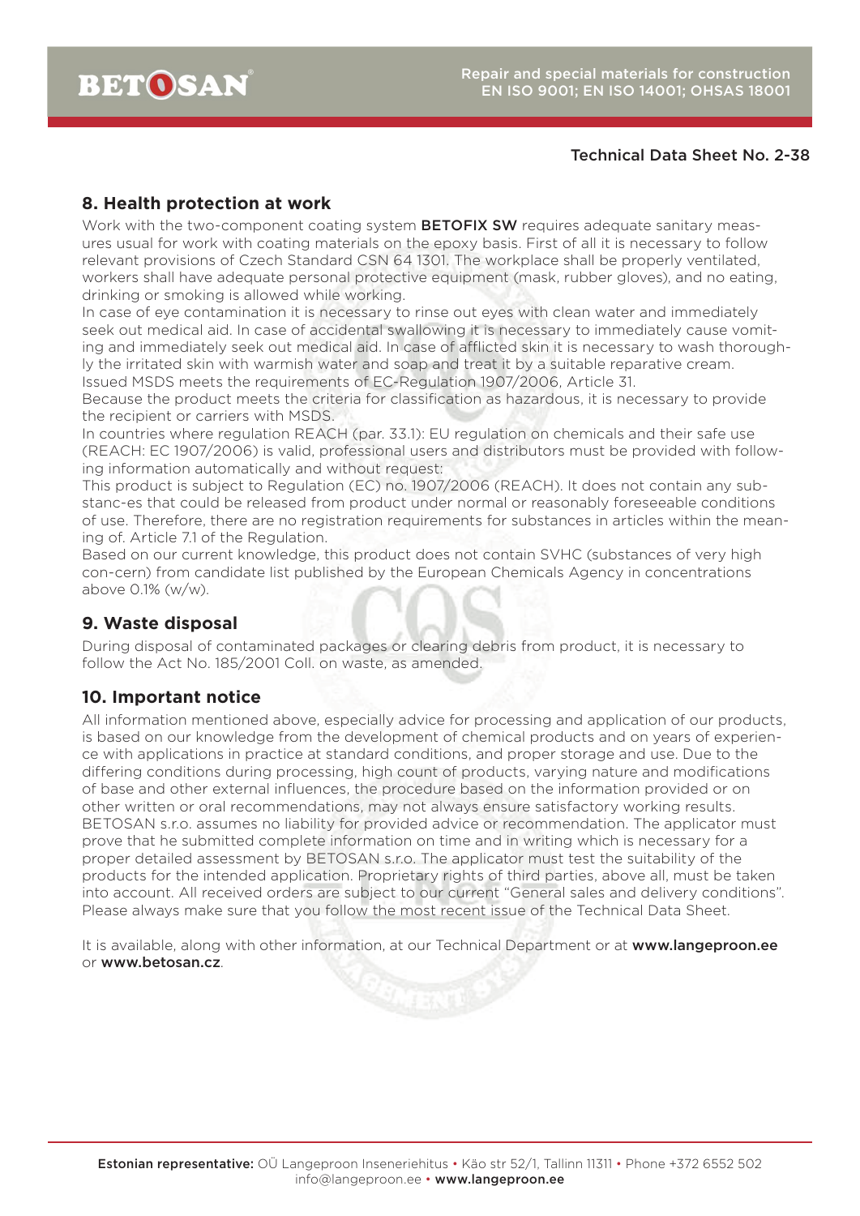Technical Data Sheet No. 2-38

## 8. Health protection at work

Work with the two-component coating system **BETOFIX SW** requires adequate sanitary measures usual for work with coating materials on the epoxy basis. First of all it is necessary to follow relevant provisions of Czech Standard CSN 64 1301. The workplace shall be properly ventilated, workers shall have adequate personal protective equipment (mask, rubber gloves), and no eating, drinking or smoking is allowed while working.

In case of eye contamination it is necessary to rinse out eyes with clean water and immediately seek out medical aid. In case of accidental swallowing it is necessary to immediately cause vomiting and immediately seek out medical aid. In case of afflicted skin it is necessary to wash thoroughly the irritated skin with warmish water and soap and treat it by a suitable reparative cream.

Issued MSDS meets the requirements of EC-Regulation 1907/2006, Article 31.

Because the product meets the criteria for classification as hazardous, it is necessary to provide the recipient or carriers with MSDS.

In countries where regulation REACH (par. 33.1): EU regulation on chemicals and their safe use (REACH: EC 1907/2006) is valid, professional users and distributors must be provided with following information automatically and without request:

This product is subject to Regulation (EC) no. 1907/2006 (REACH). It does not contain any substanc-es that could be released from product under normal or reasonably foreseeable conditions of use. Therefore, there are no registration requirements for substances in articles within the meaning of. Article 7.1 of the Regulation.

Based on our current knowledge, this product does not contain SVHC (substances of very high con-cern) from candidate list published by the European Chemicals Agency in concentrations above 0.1% (w/w).

## 9. Waste disposal

During disposal of contaminated packages or clearing debris from product, it is necessary to follow the Act No. 185/2001 Coll. on waste, as amended.

## 10. Important notice

All information mentioned above, especially advice for processing and application of our products, is based on our knowledge from the development of chemical products and on years of experience with applications in practice at standard conditions, and proper storage and use. Due to the differing conditions during processing, high count of products, varying nature and modifications of base and other external influences, the procedure based on the information provided or on other written or oral recommendations, may not always ensure satisfactory working results. BETOSAN s.r.o. assumes no liability for provided advice or recommendation. The applicator must prove that he submitted complete information on time and in writing which is necessary for a proper detailed assessment by BETOSAN s.r.o. The applicator must test the suitability of the products for the intended application. Proprietary rights of third parties, above all, must be taken into account. All received orders are subject to our current "General sales and delivery conditions". Please always make sure that you follow the most recent issue of the Technical Data Sheet.

It is available, along with other information, at our Technical Department or at **www.langeproon.ee** or **www.betosan.cz**.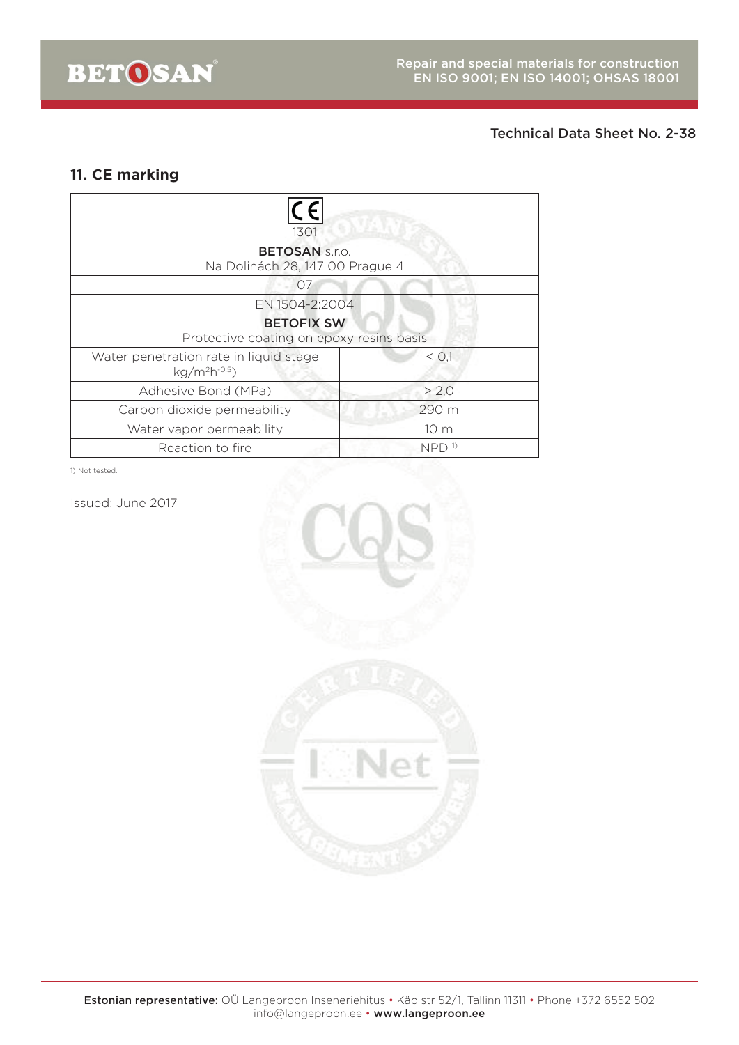Technical Data Sheet No. 2-38

## 11. CE marking

| | |
|---|---|
| CE 1301 | |
| **BETOSAN** s.r.o. Na Dolinách 28, 147 00 Prague 4 | |
| 07 | |
| EN 1504-2:2004 | |
| **BETOFIX SW** Protective coating on epoxy resins basis | |
| Water penetration rate in liquid stage $kg/m^2h^{-0,5}$) | < 0,1 |
| Adhesive Bond (MPa) | > 2,0 |
| Carbon dioxide permeability | 290 m |
| Water vapor permeability | 10 m |
| Reaction to fire | NPD [1] |

1) Not tested.

Issued: June 2017